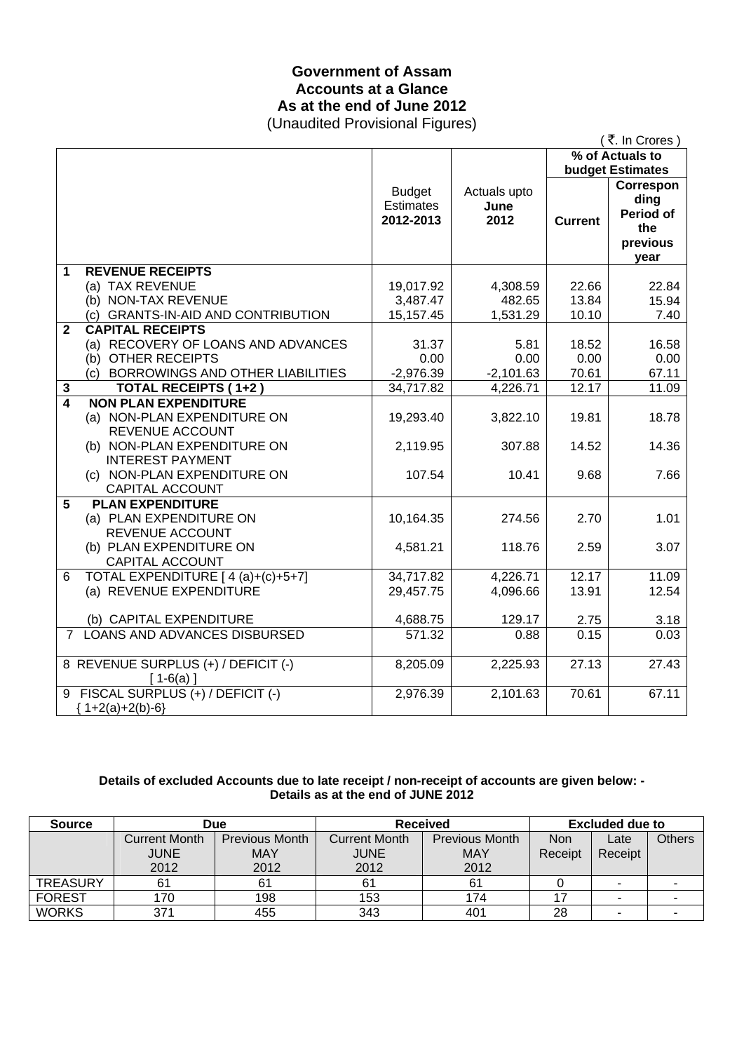# Government of Assam
## Accounts at a Glance
## As at the end of June 2012
(Unaudited Provisional Figures)

( ₹. In Crores )

| | Budget Estimates 2012-2013 | Actuals upto June 2012 | % of Actuals to budget Estimates | |
|---|---|---|---|---|
| | | | **Current** | **Corresponding Period of the previous year** |
| **1 REVENUE RECEIPTS** | | | | |
| (a) TAX REVENUE | 19,017.92 | 4,308.59 | 22.66 | 22.84 |
| (b) NON-TAX REVENUE | 3,487.47 | 482.65 | 13.84 | 15.94 |
| (c) GRANTS-IN-AID AND CONTRIBUTION | 15,157.45 | 1,531.29 | 10.10 | 7.40 |
| **2 CAPITAL RECEIPTS** | | | | |
| (a) RECOVERY OF LOANS AND ADVANCES | 31.37 | 5.81 | 18.52 | 16.58 |
| (b) OTHER RECEIPTS | 0.00 | 0.00 | 0.00 | 0.00 |
| (c) BORROWINGS AND OTHER LIABILITIES | -2,976.39 | -2,101.63 | 70.61 | 67.11 |
| **3 TOTAL RECEIPTS ( 1+2 )** | 34,717.82 | 4,226.71 | 12.17 | 11.09 |
| **4 NON PLAN EXPENDITURE** | | | | |
| (a) NON-PLAN EXPENDITURE ON REVENUE ACCOUNT | 19,293.40 | 3,822.10 | 19.81 | 18.78 |
| (b) NON-PLAN EXPENDITURE ON INTEREST PAYMENT | 2,119.95 | 307.88 | 14.52 | 14.36 |
| (c) NON-PLAN EXPENDITURE ON CAPITAL ACCOUNT | 107.54 | 10.41 | 9.68 | 7.66 |
| **5 PLAN EXPENDITURE** | | | | |
| (a) PLAN EXPENDITURE ON REVENUE ACCOUNT | 10,164.35 | 274.56 | 2.70 | 1.01 |
| (b) PLAN EXPENDITURE ON CAPITAL ACCOUNT | 4,581.21 | 118.76 | 2.59 | 3.07 |
| 6 TOTAL EXPENDITURE [ 4 (a)+(c)+5+7] | 34,717.82 | 4,226.71 | 12.17 | 11.09 |
| (a) REVENUE EXPENDITURE | 29,457.75 | 4,096.66 | 13.91 | 12.54 |
| (b) CAPITAL EXPENDITURE | 4,688.75 | 129.17 | 2.75 | 3.18 |
| 7 LOANS AND ADVANCES DISBURSED | 571.32 | 0.88 | 0.15 | 0.03 |
| 8 REVENUE SURPLUS (+) / DEFICIT (-) [ 1-6(a) ] | 8,205.09 | 2,225.93 | 27.13 | 27.43 |
| 9 FISCAL SURPLUS (+) / DEFICIT (-) { 1+2(a)+2(b)-6} | 2,976.39 | 2,101.63 | 70.61 | 67.11 |

**Details of excluded Accounts due to late receipt / non-receipt of accounts are given below: -**
**Details as at the end of JUNE 2012**

| Source | Due | | Received | | Excluded due to | | |
|---|---|---|---|---|---|---|---|
| | Current Month JUNE 2012 | Previous Month MAY 2012 | Current Month JUNE 2012 | Previous Month MAY 2012 | Non Receipt | Late Receipt | Others |
| TREASURY | 61 | 61 | 61 | 61 | 0 | - | - |
| FOREST | 170 | 198 | 153 | 174 | 17 | - | - |
| WORKS | 371 | 455 | 343 | 401 | 28 | - | - |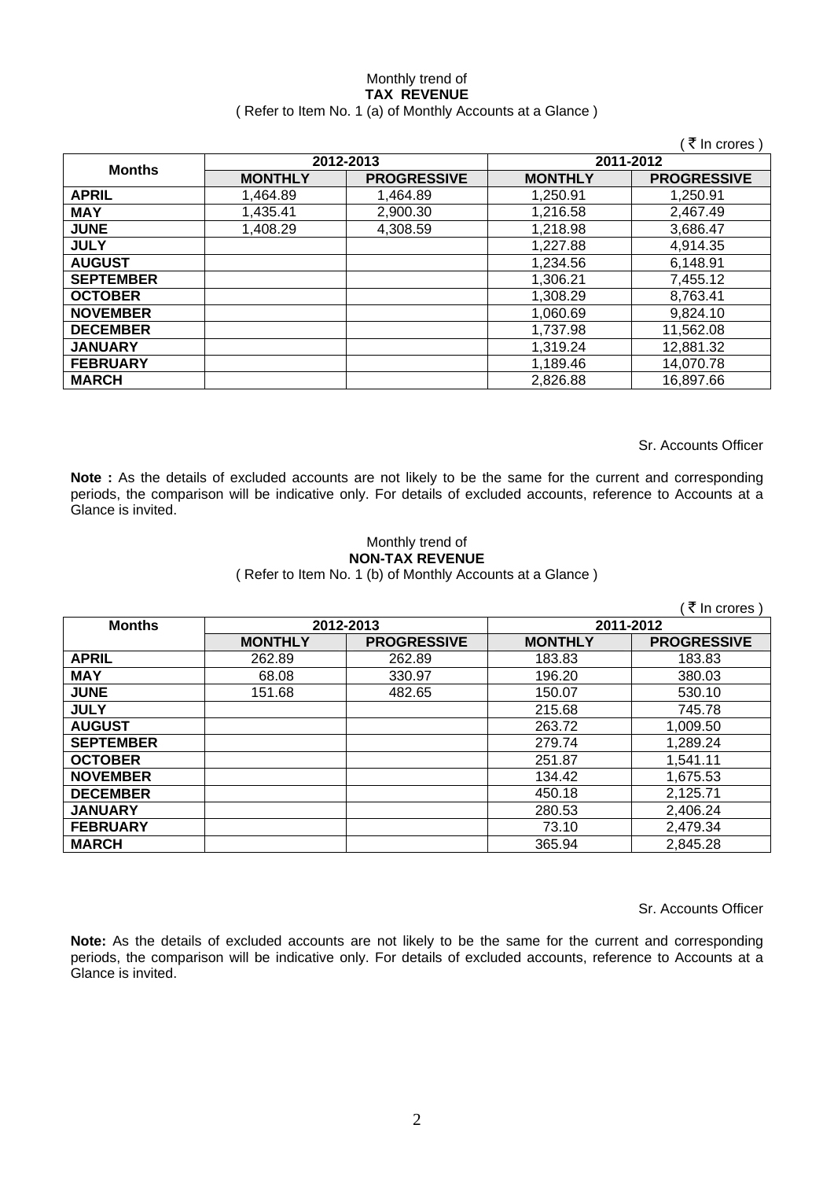Monthly trend of

**TAX REVENUE**

( Refer to Item No. 1 (a) of Monthly Accounts at a Glance )

( ₹ In crores )

| Months | 2012-2013 | | 2011-2012 | |
|---|---|---|---|---|
| | MONTHLY | PROGRESSIVE | MONTHLY | PROGRESSIVE |
| **APRIL** | 1,464.89 | 1,464.89 | 1,250.91 | 1,250.91 |
| **MAY** | 1,435.41 | 2,900.30 | 1,216.58 | 2,467.49 |
| **JUNE** | 1,408.29 | 4,308.59 | 1,218.98 | 3,686.47 |
| **JULY** | | | 1,227.88 | 4,914.35 |
| **AUGUST** | | | 1,234.56 | 6,148.91 |
| **SEPTEMBER** | | | 1,306.21 | 7,455.12 |
| **OCTOBER** | | | 1,308.29 | 8,763.41 |
| **NOVEMBER** | | | 1,060.69 | 9,824.10 |
| **DECEMBER** | | | 1,737.98 | 11,562.08 |
| **JANUARY** | | | 1,319.24 | 12,881.32 |
| **FEBRUARY** | | | 1,189.46 | 14,070.78 |
| **MARCH** | | | 2,826.88 | 16,897.66 |

Sr. Accounts Officer

**Note :** As the details of excluded accounts are not likely to be the same for the current and corresponding periods, the comparison will be indicative only. For details of excluded accounts, reference to Accounts at a Glance is invited.

Monthly trend of

**NON-TAX REVENUE**

( Refer to Item No. 1 (b) of Monthly Accounts at a Glance )

( ₹ In crores )

| Months | 2012-2013 | | 2011-2012 | |
|---|---|---|---|---|
| | MONTHLY | PROGRESSIVE | MONTHLY | PROGRESSIVE |
| **APRIL** | 262.89 | 262.89 | 183.83 | 183.83 |
| **MAY** | 68.08 | 330.97 | 196.20 | 380.03 |
| **JUNE** | 151.68 | 482.65 | 150.07 | 530.10 |
| **JULY** | | | 215.68 | 745.78 |
| **AUGUST** | | | 263.72 | 1,009.50 |
| **SEPTEMBER** | | | 279.74 | 1,289.24 |
| **OCTOBER** | | | 251.87 | 1,541.11 |
| **NOVEMBER** | | | 134.42 | 1,675.53 |
| **DECEMBER** | | | 450.18 | 2,125.71 |
| **JANUARY** | | | 280.53 | 2,406.24 |
| **FEBRUARY** | | | 73.10 | 2,479.34 |
| **MARCH** | | | 365.94 | 2,845.28 |

Sr. Accounts Officer

**Note:** As the details of excluded accounts are not likely to be the same for the current and corresponding periods, the comparison will be indicative only. For details of excluded accounts, reference to Accounts at a Glance is invited.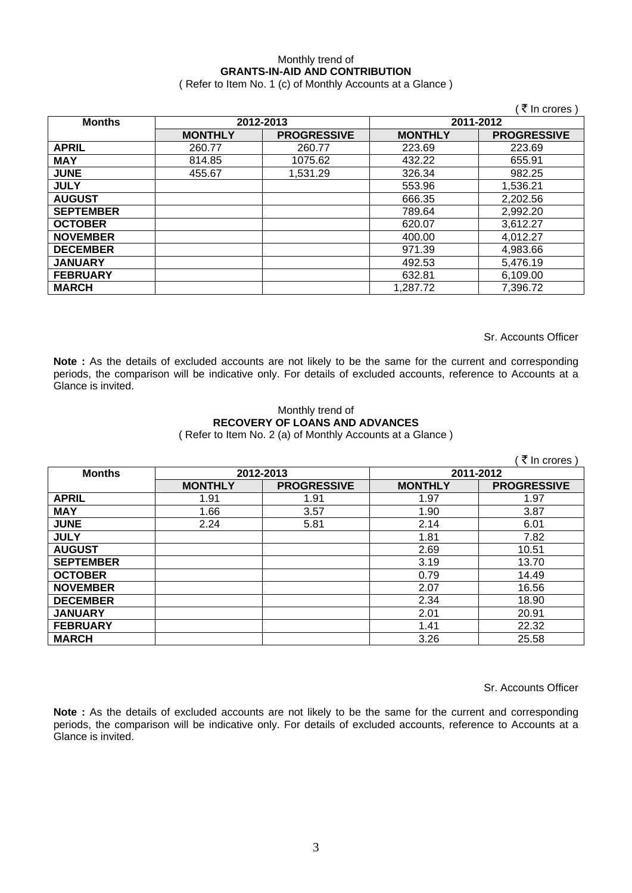Monthly trend of
**GRANTS-IN-AID AND CONTRIBUTION**
( Refer to Item No. 1 (c) of Monthly Accounts at a Glance )

( ₹ In crores )

| Months | 2012-2013 | | 2011-2012 | |
|---|---|---|---|---|
| | MONTHLY | PROGRESSIVE | MONTHLY | PROGRESSIVE |
| APRIL | 260.77 | 260.77 | 223.69 | 223.69 |
| MAY | 814.85 | 1075.62 | 432.22 | 655.91 |
| JUNE | 455.67 | 1,531.29 | 326.34 | 982.25 |
| JULY | | | 553.96 | 1,536.21 |
| AUGUST | | | 666.35 | 2,202.56 |
| SEPTEMBER | | | 789.64 | 2,992.20 |
| OCTOBER | | | 620.07 | 3,612.27 |
| NOVEMBER | | | 400.00 | 4,012.27 |
| DECEMBER | | | 971.39 | 4,983.66 |
| JANUARY | | | 492.53 | 5,476.19 |
| FEBRUARY | | | 632.81 | 6,109.00 |
| MARCH | | | 1,287.72 | 7,396.72 |

Sr. Accounts Officer

**Note :** As the details of excluded accounts are not likely to be the same for the current and corresponding periods, the comparison will be indicative only. For details of excluded accounts, reference to Accounts at a Glance is invited.

Monthly trend of
**RECOVERY OF LOANS AND ADVANCES**
( Refer to Item No. 2 (a) of Monthly Accounts at a Glance )

( ₹ In crores )

| Months | 2012-2013 | | 2011-2012 | |
|---|---|---|---|---|
| | MONTHLY | PROGRESSIVE | MONTHLY | PROGRESSIVE |
| APRIL | 1.91 | 1.91 | 1.97 | 1.97 |
| MAY | 1.66 | 3.57 | 1.90 | 3.87 |
| JUNE | 2.24 | 5.81 | 2.14 | 6.01 |
| JULY | | | 1.81 | 7.82 |
| AUGUST | | | 2.69 | 10.51 |
| SEPTEMBER | | | 3.19 | 13.70 |
| OCTOBER | | | 0.79 | 14.49 |
| NOVEMBER | | | 2.07 | 16.56 |
| DECEMBER | | | 2.34 | 18.90 |
| JANUARY | | | 2.01 | 20.91 |
| FEBRUARY | | | 1.41 | 22.32 |
| MARCH | | | 3.26 | 25.58 |

Sr. Accounts Officer

**Note :** As the details of excluded accounts are not likely to be the same for the current and corresponding periods, the comparison will be indicative only. For details of excluded accounts, reference to Accounts at a Glance is invited.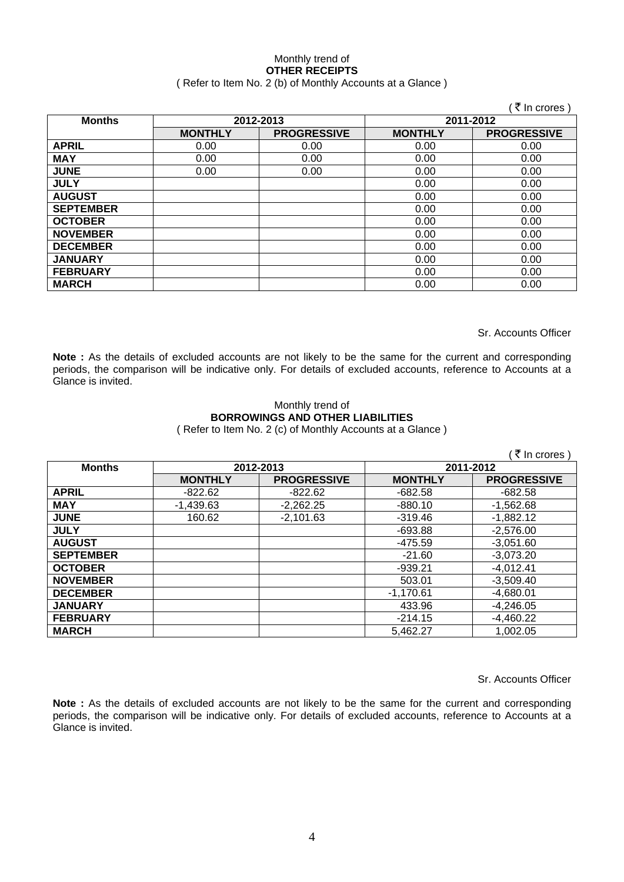Monthly trend of
**OTHER RECEIPTS**
( Refer to Item No. 2 (b) of Monthly Accounts at a Glance )

( ₹ In crores )

| Months | 2012-2013 | | 2011-2012 | |
|---|---|---|---|---|
| | MONTHLY | PROGRESSIVE | MONTHLY | PROGRESSIVE |
| APRIL | 0.00 | 0.00 | 0.00 | 0.00 |
| MAY | 0.00 | 0.00 | 0.00 | 0.00 |
| JUNE | 0.00 | 0.00 | 0.00 | 0.00 |
| JULY | | | 0.00 | 0.00 |
| AUGUST | | | 0.00 | 0.00 |
| SEPTEMBER | | | 0.00 | 0.00 |
| OCTOBER | | | 0.00 | 0.00 |
| NOVEMBER | | | 0.00 | 0.00 |
| DECEMBER | | | 0.00 | 0.00 |
| JANUARY | | | 0.00 | 0.00 |
| FEBRUARY | | | 0.00 | 0.00 |
| MARCH | | | 0.00 | 0.00 |

Sr. Accounts Officer

**Note :** As the details of excluded accounts are not likely to be the same for the current and corresponding periods, the comparison will be indicative only. For details of excluded accounts, reference to Accounts at a Glance is invited.

Monthly trend of
**BORROWINGS AND OTHER LIABILITIES**
( Refer to Item No. 2 (c) of Monthly Accounts at a Glance )

( ₹ In crores )

| Months | 2012-2013 | | 2011-2012 | |
|---|---|---|---|---|
| | MONTHLY | PROGRESSIVE | MONTHLY | PROGRESSIVE |
| APRIL | -822.62 | -822.62 | -682.58 | -682.58 |
| MAY | -1,439.63 | -2,262.25 | -880.10 | -1,562.68 |
| JUNE | 160.62 | -2,101.63 | -319.46 | -1,882.12 |
| JULY | | | -693.88 | -2,576.00 |
| AUGUST | | | -475.59 | -3,051.60 |
| SEPTEMBER | | | -21.60 | -3,073.20 |
| OCTOBER | | | -939.21 | -4,012.41 |
| NOVEMBER | | | 503.01 | -3,509.40 |
| DECEMBER | | | -1,170.61 | -4,680.01 |
| JANUARY | | | 433.96 | -4,246.05 |
| FEBRUARY | | | -214.15 | -4,460.22 |
| MARCH | | | 5,462.27 | 1,002.05 |

Sr. Accounts Officer

**Note :** As the details of excluded accounts are not likely to be the same for the current and corresponding periods, the comparison will be indicative only. For details of excluded accounts, reference to Accounts at a Glance is invited.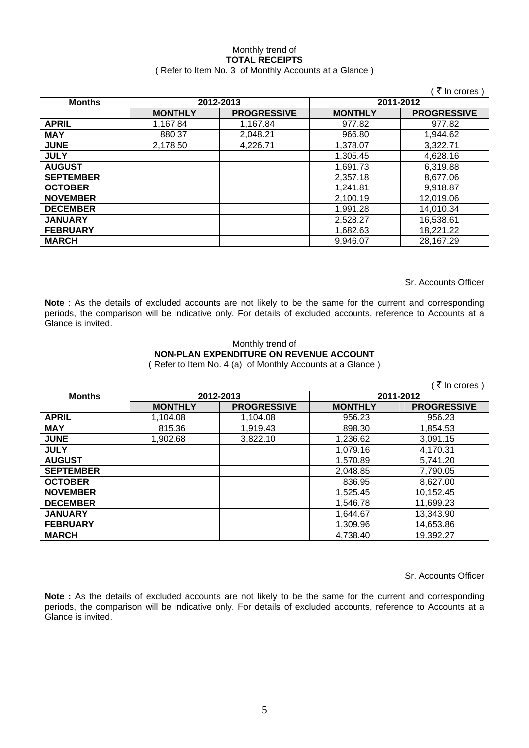Monthly trend of
**TOTAL RECEIPTS**
( Refer to Item No. 3 of Monthly Accounts at a Glance )

( ₹ In crores )

| Months | 2012-2013 | | 2011-2012 | |
|---|---|---|---|---|
| | **MONTHLY** | **PROGRESSIVE** | **MONTHLY** | **PROGRESSIVE** |
| **APRIL** | 1,167.84 | 1,167.84 | 977.82 | 977.82 |
| **MAY** | 880.37 | 2,048.21 | 966.80 | 1,944.62 |
| **JUNE** | 2,178.50 | 4,226.71 | 1,378.07 | 3,322.71 |
| **JULY** | | | 1,305.45 | 4,628.16 |
| **AUGUST** | | | 1,691.73 | 6,319.88 |
| **SEPTEMBER** | | | 2,357.18 | 8,677.06 |
| **OCTOBER** | | | 1,241.81 | 9,918.87 |
| **NOVEMBER** | | | 2,100.19 | 12,019.06 |
| **DECEMBER** | | | 1,991.28 | 14,010.34 |
| **JANUARY** | | | 2,528.27 | 16,538.61 |
| **FEBRUARY** | | | 1,682.63 | 18,221.22 |
| **MARCH** | | | 9,946.07 | 28,167.29 |

Sr. Accounts Officer

**Note** : As the details of excluded accounts are not likely to be the same for the current and corresponding periods, the comparison will be indicative only. For details of excluded accounts, reference to Accounts at a Glance is invited.

Monthly trend of
**NON-PLAN EXPENDITURE ON REVENUE ACCOUNT**
( Refer to Item No. 4 (a) of Monthly Accounts at a Glance )

( ₹ In crores )

| Months | 2012-2013 | | 2011-2012 | |
|---|---|---|---|---|
| | **MONTHLY** | **PROGRESSIVE** | **MONTHLY** | **PROGRESSIVE** |
| **APRIL** | 1,104.08 | 1,104.08 | 956.23 | 956.23 |
| **MAY** | 815.36 | 1,919.43 | 898.30 | 1,854.53 |
| **JUNE** | 1,902.68 | 3,822.10 | 1,236.62 | 3,091.15 |
| **JULY** | | | 1,079.16 | 4,170.31 |
| **AUGUST** | | | 1,570.89 | 5,741.20 |
| **SEPTEMBER** | | | 2,048.85 | 7,790.05 |
| **OCTOBER** | | | 836.95 | 8,627.00 |
| **NOVEMBER** | | | 1,525.45 | 10,152.45 |
| **DECEMBER** | | | 1,546.78 | 11,699.23 |
| **JANUARY** | | | 1,644.67 | 13,343.90 |
| **FEBRUARY** | | | 1,309.96 | 14,653.86 |
| **MARCH** | | | 4,738.40 | 19.392.27 |

Sr. Accounts Officer

**Note :** As the details of excluded accounts are not likely to be the same for the current and corresponding periods, the comparison will be indicative only. For details of excluded accounts, reference to Accounts at a Glance is invited.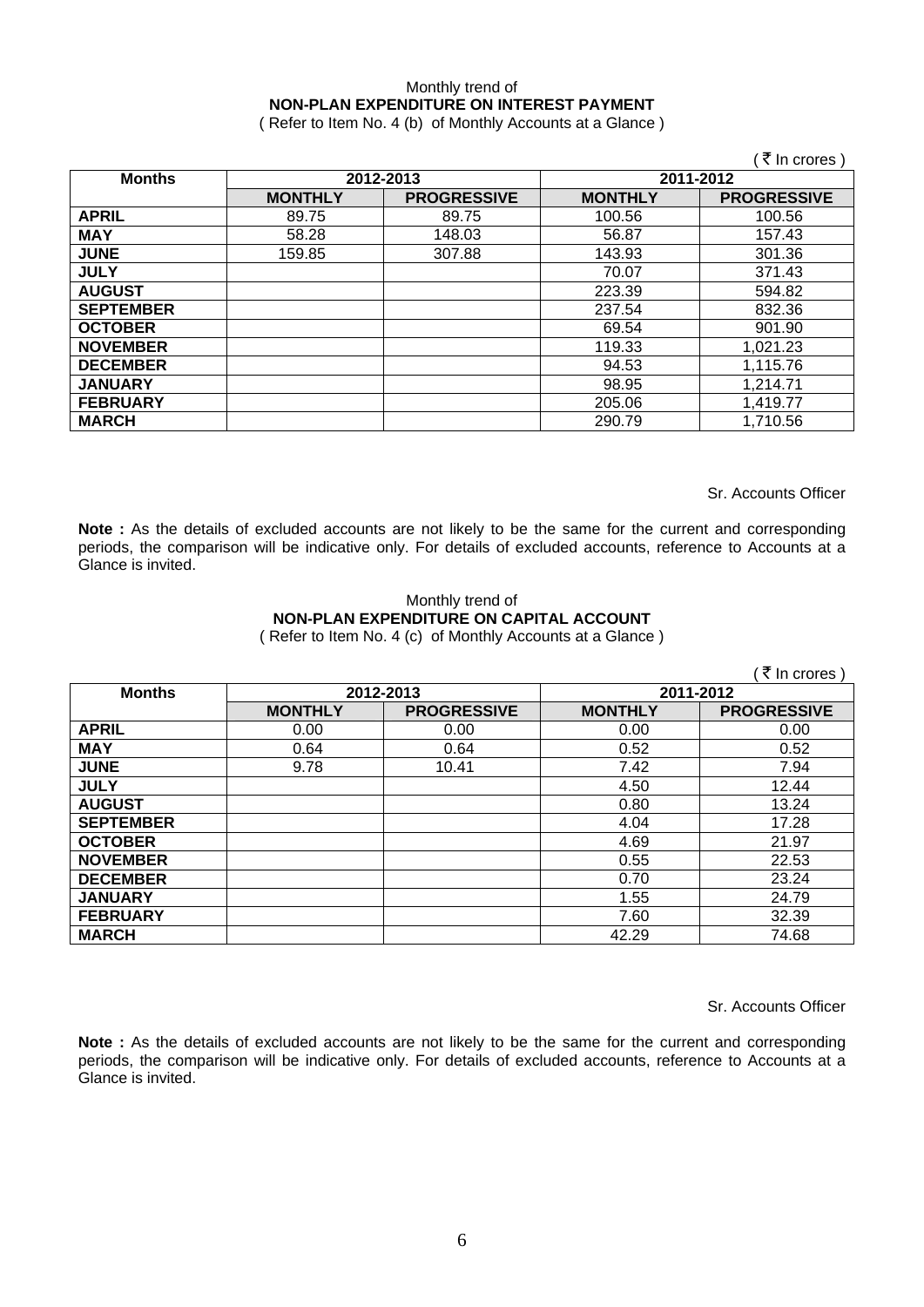Monthly trend of

**NON-PLAN EXPENDITURE ON INTEREST PAYMENT**

( Refer to Item No. 4 (b) of Monthly Accounts at a Glance )

( ₹ In crores )

| Months | 2012-2013 | | 2011-2012 | |
|---|---|---|---|---|
| | MONTHLY | PROGRESSIVE | MONTHLY | PROGRESSIVE |
| APRIL | 89.75 | 89.75 | 100.56 | 100.56 |
| MAY | 58.28 | 148.03 | 56.87 | 157.43 |
| JUNE | 159.85 | 307.88 | 143.93 | 301.36 |
| JULY | | | 70.07 | 371.43 |
| AUGUST | | | 223.39 | 594.82 |
| SEPTEMBER | | | 237.54 | 832.36 |
| OCTOBER | | | 69.54 | 901.90 |
| NOVEMBER | | | 119.33 | 1,021.23 |
| DECEMBER | | | 94.53 | 1,115.76 |
| JANUARY | | | 98.95 | 1,214.71 |
| FEBRUARY | | | 205.06 | 1,419.77 |
| MARCH | | | 290.79 | 1,710.56 |

Sr. Accounts Officer

**Note :** As the details of excluded accounts are not likely to be the same for the current and corresponding periods, the comparison will be indicative only. For details of excluded accounts, reference to Accounts at a Glance is invited.

Monthly trend of

**NON-PLAN EXPENDITURE ON CAPITAL ACCOUNT**

( Refer to Item No. 4 (c) of Monthly Accounts at a Glance )

( ₹ In crores )

| Months | 2012-2013 | | 2011-2012 | |
|---|---|---|---|---|
| | MONTHLY | PROGRESSIVE | MONTHLY | PROGRESSIVE |
| APRIL | 0.00 | 0.00 | 0.00 | 0.00 |
| MAY | 0.64 | 0.64 | 0.52 | 0.52 |
| JUNE | 9.78 | 10.41 | 7.42 | 7.94 |
| JULY | | | 4.50 | 12.44 |
| AUGUST | | | 0.80 | 13.24 |
| SEPTEMBER | | | 4.04 | 17.28 |
| OCTOBER | | | 4.69 | 21.97 |
| NOVEMBER | | | 0.55 | 22.53 |
| DECEMBER | | | 0.70 | 23.24 |
| JANUARY | | | 1.55 | 24.79 |
| FEBRUARY | | | 7.60 | 32.39 |
| MARCH | | | 42.29 | 74.68 |

Sr. Accounts Officer

**Note :** As the details of excluded accounts are not likely to be the same for the current and corresponding periods, the comparison will be indicative only. For details of excluded accounts, reference to Accounts at a Glance is invited.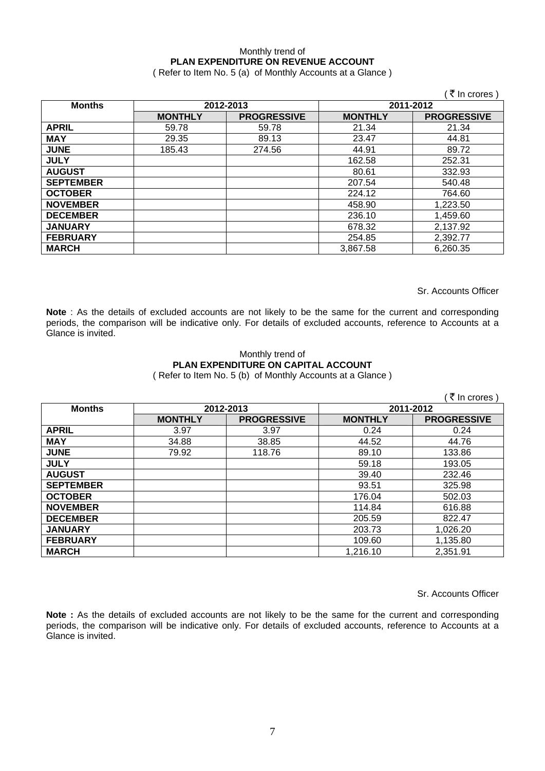Monthly trend of

**PLAN EXPENDITURE ON REVENUE ACCOUNT**

( Refer to Item No. 5 (a) of Monthly Accounts at a Glance )

( ₹ In crores )

| Months | 2012-2013 | | 2011-2012 | |
|---|---|---|---|---|
| | **MONTHLY** | **PROGRESSIVE** | **MONTHLY** | **PROGRESSIVE** |
| **APRIL** | 59.78 | 59.78 | 21.34 | 21.34 |
| **MAY** | 29.35 | 89.13 | 23.47 | 44.81 |
| **JUNE** | 185.43 | 274.56 | 44.91 | 89.72 |
| **JULY** | | | 162.58 | 252.31 |
| **AUGUST** | | | 80.61 | 332.93 |
| **SEPTEMBER** | | | 207.54 | 540.48 |
| **OCTOBER** | | | 224.12 | 764.60 |
| **NOVEMBER** | | | 458.90 | 1,223.50 |
| **DECEMBER** | | | 236.10 | 1,459.60 |
| **JANUARY** | | | 678.32 | 2,137.92 |
| **FEBRUARY** | | | 254.85 | 2,392.77 |
| **MARCH** | | | 3,867.58 | 6,260.35 |

Sr. Accounts Officer

**Note** : As the details of excluded accounts are not likely to be the same for the current and corresponding periods, the comparison will be indicative only. For details of excluded accounts, reference to Accounts at a Glance is invited.

Monthly trend of

**PLAN EXPENDITURE ON CAPITAL ACCOUNT**

( Refer to Item No. 5 (b) of Monthly Accounts at a Glance )

( ₹ In crores )

| Months | 2012-2013 | | 2011-2012 | |
|---|---|---|---|---|
| | **MONTHLY** | **PROGRESSIVE** | **MONTHLY** | **PROGRESSIVE** |
| **APRIL** | 3.97 | 3.97 | 0.24 | 0.24 |
| **MAY** | 34.88 | 38.85 | 44.52 | 44.76 |
| **JUNE** | 79.92 | 118.76 | 89.10 | 133.86 |
| **JULY** | | | 59.18 | 193.05 |
| **AUGUST** | | | 39.40 | 232.46 |
| **SEPTEMBER** | | | 93.51 | 325.98 |
| **OCTOBER** | | | 176.04 | 502.03 |
| **NOVEMBER** | | | 114.84 | 616.88 |
| **DECEMBER** | | | 205.59 | 822.47 |
| **JANUARY** | | | 203.73 | 1,026.20 |
| **FEBRUARY** | | | 109.60 | 1,135.80 |
| **MARCH** | | | 1,216.10 | 2,351.91 |

Sr. Accounts Officer

**Note :** As the details of excluded accounts are not likely to be the same for the current and corresponding periods, the comparison will be indicative only. For details of excluded accounts, reference to Accounts at a Glance is invited.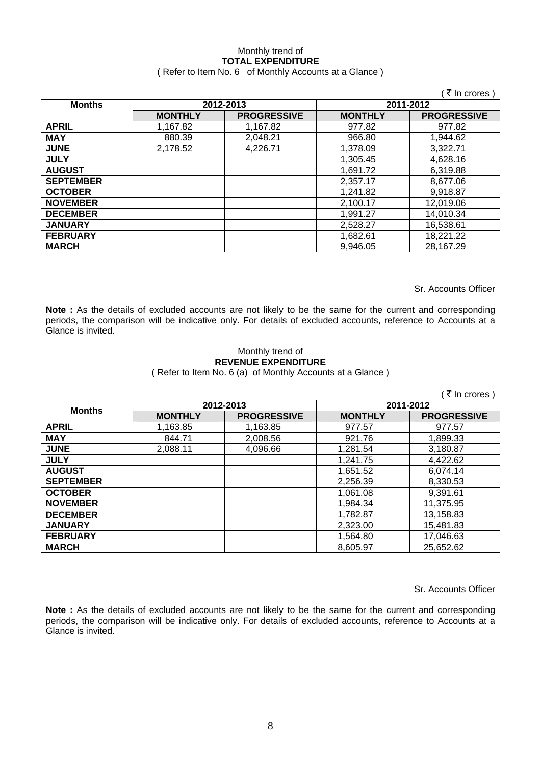Monthly trend of

**TOTAL EXPENDITURE**

( Refer to Item No. 6 of Monthly Accounts at a Glance )

( ₹ In crores )

| Months | 2012-2013 | | 2011-2012 | |
|---|---|---|---|---|
| | **MONTHLY** | **PROGRESSIVE** | **MONTHLY** | **PROGRESSIVE** |
| **APRIL** | 1,167.82 | 1,167.82 | 977.82 | 977.82 |
| **MAY** | 880.39 | 2,048.21 | 966.80 | 1,944.62 |
| **JUNE** | 2,178.52 | 4,226.71 | 1,378.09 | 3,322.71 |
| **JULY** | | | 1,305.45 | 4,628.16 |
| **AUGUST** | | | 1,691.72 | 6,319.88 |
| **SEPTEMBER** | | | 2,357.17 | 8,677.06 |
| **OCTOBER** | | | 1,241.82 | 9,918.87 |
| **NOVEMBER** | | | 2,100.17 | 12,019.06 |
| **DECEMBER** | | | 1,991.27 | 14,010.34 |
| **JANUARY** | | | 2,528.27 | 16,538.61 |
| **FEBRUARY** | | | 1,682.61 | 18,221.22 |
| **MARCH** | | | 9,946.05 | 28,167.29 |

Sr. Accounts Officer

**Note :** As the details of excluded accounts are not likely to be the same for the current and corresponding periods, the comparison will be indicative only. For details of excluded accounts, reference to Accounts at a Glance is invited.

Monthly trend of

**REVENUE EXPENDITURE**

( Refer to Item No. 6 (a) of Monthly Accounts at a Glance )

( ₹ In crores )

| Months | 2012-2013 | | 2011-2012 | |
|---|---|---|---|---|
| | **MONTHLY** | **PROGRESSIVE** | **MONTHLY** | **PROGRESSIVE** |
| **APRIL** | 1,163.85 | 1,163.85 | 977.57 | 977.57 |
| **MAY** | 844.71 | 2,008.56 | 921.76 | 1,899.33 |
| **JUNE** | 2,088.11 | 4,096.66 | 1,281.54 | 3,180.87 |
| **JULY** | | | 1,241.75 | 4,422.62 |
| **AUGUST** | | | 1,651.52 | 6,074.14 |
| **SEPTEMBER** | | | 2,256.39 | 8,330.53 |
| **OCTOBER** | | | 1,061.08 | 9,391.61 |
| **NOVEMBER** | | | 1,984.34 | 11,375.95 |
| **DECEMBER** | | | 1,782.87 | 13,158.83 |
| **JANUARY** | | | 2,323.00 | 15,481.83 |
| **FEBRUARY** | | | 1,564.80 | 17,046.63 |
| **MARCH** | | | 8,605.97 | 25,652.62 |

Sr. Accounts Officer

**Note :** As the details of excluded accounts are not likely to be the same for the current and corresponding periods, the comparison will be indicative only. For details of excluded accounts, reference to Accounts at a Glance is invited.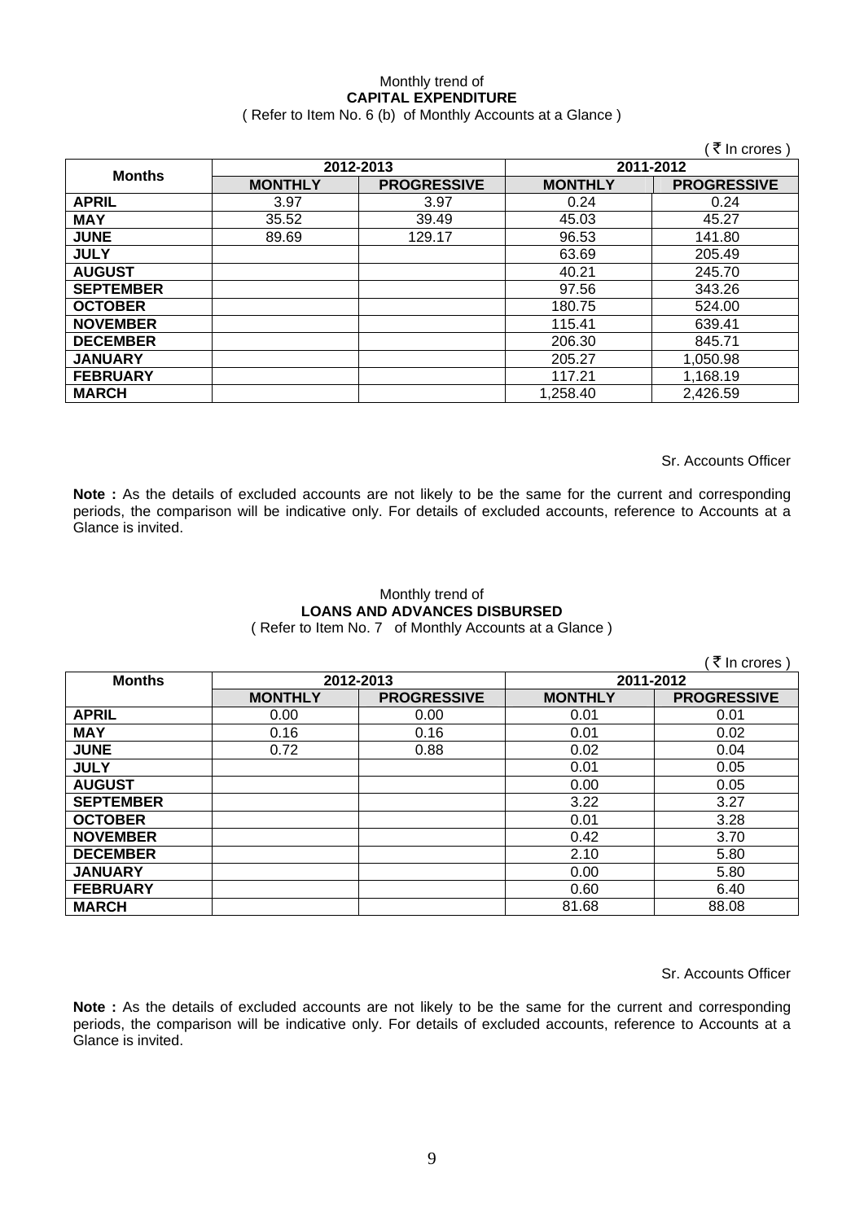Monthly trend of

**CAPITAL EXPENDITURE**

( Refer to Item No. 6 (b) of Monthly Accounts at a Glance )

( ₹ In crores )

| Months | 2012-2013 | | 2011-2012 | |
|---|---|---|---|---|
| | MONTHLY | PROGRESSIVE | MONTHLY | PROGRESSIVE |
| APRIL | 3.97 | 3.97 | 0.24 | 0.24 |
| MAY | 35.52 | 39.49 | 45.03 | 45.27 |
| JUNE | 89.69 | 129.17 | 96.53 | 141.80 |
| JULY | | | 63.69 | 205.49 |
| AUGUST | | | 40.21 | 245.70 |
| SEPTEMBER | | | 97.56 | 343.26 |
| OCTOBER | | | 180.75 | 524.00 |
| NOVEMBER | | | 115.41 | 639.41 |
| DECEMBER | | | 206.30 | 845.71 |
| JANUARY | | | 205.27 | 1,050.98 |
| FEBRUARY | | | 117.21 | 1,168.19 |
| MARCH | | | 1,258.40 | 2,426.59 |

Sr. Accounts Officer

**Note :** As the details of excluded accounts are not likely to be the same for the current and corresponding periods, the comparison will be indicative only. For details of excluded accounts, reference to Accounts at a Glance is invited.

Monthly trend of

**LOANS AND ADVANCES DISBURSED**

( Refer to Item No. 7 of Monthly Accounts at a Glance )

( ₹ In crores )

| Months | 2012-2013 | | 2011-2012 | |
|---|---|---|---|---|
| | MONTHLY | PROGRESSIVE | MONTHLY | PROGRESSIVE |
| APRIL | 0.00 | 0.00 | 0.01 | 0.01 |
| MAY | 0.16 | 0.16 | 0.01 | 0.02 |
| JUNE | 0.72 | 0.88 | 0.02 | 0.04 |
| JULY | | | 0.01 | 0.05 |
| AUGUST | | | 0.00 | 0.05 |
| SEPTEMBER | | | 3.22 | 3.27 |
| OCTOBER | | | 0.01 | 3.28 |
| NOVEMBER | | | 0.42 | 3.70 |
| DECEMBER | | | 2.10 | 5.80 |
| JANUARY | | | 0.00 | 5.80 |
| FEBRUARY | | | 0.60 | 6.40 |
| MARCH | | | 81.68 | 88.08 |

Sr. Accounts Officer

**Note :** As the details of excluded accounts are not likely to be the same for the current and corresponding periods, the comparison will be indicative only. For details of excluded accounts, reference to Accounts at a Glance is invited.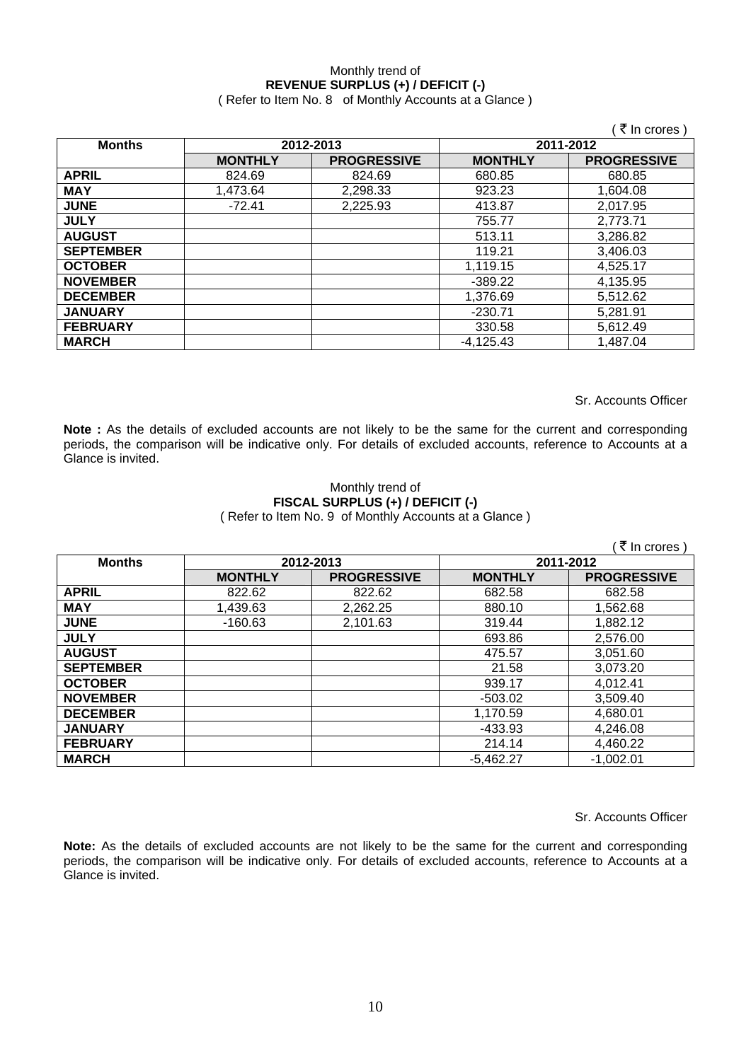Monthly trend of

**REVENUE SURPLUS (+) / DEFICIT (-)**

( Refer to Item No. 8 of Monthly Accounts at a Glance )

( ₹ In crores )

| Months | 2012-2013 | | 2011-2012 | |
|---|---|---|---|---|
| | **MONTHLY** | **PROGRESSIVE** | **MONTHLY** | **PROGRESSIVE** |
| **APRIL** | 824.69 | 824.69 | 680.85 | 680.85 |
| **MAY** | 1,473.64 | 2,298.33 | 923.23 | 1,604.08 |
| **JUNE** | -72.41 | 2,225.93 | 413.87 | 2,017.95 |
| **JULY** | | | 755.77 | 2,773.71 |
| **AUGUST** | | | 513.11 | 3,286.82 |
| **SEPTEMBER** | | | 119.21 | 3,406.03 |
| **OCTOBER** | | | 1,119.15 | 4,525.17 |
| **NOVEMBER** | | | -389.22 | 4,135.95 |
| **DECEMBER** | | | 1,376.69 | 5,512.62 |
| **JANUARY** | | | -230.71 | 5,281.91 |
| **FEBRUARY** | | | 330.58 | 5,612.49 |
| **MARCH** | | | -4,125.43 | 1,487.04 |

Sr. Accounts Officer

**Note :** As the details of excluded accounts are not likely to be the same for the current and corresponding periods, the comparison will be indicative only. For details of excluded accounts, reference to Accounts at a Glance is invited.

Monthly trend of

**FISCAL SURPLUS (+) / DEFICIT (-)**

( Refer to Item No. 9 of Monthly Accounts at a Glance )

( ₹ In crores )

| Months | 2012-2013 | | 2011-2012 | |
|---|---|---|---|---|
| | **MONTHLY** | **PROGRESSIVE** | **MONTHLY** | **PROGRESSIVE** |
| **APRIL** | 822.62 | 822.62 | 682.58 | 682.58 |
| **MAY** | 1,439.63 | 2,262.25 | 880.10 | 1,562.68 |
| **JUNE** | -160.63 | 2,101.63 | 319.44 | 1,882.12 |
| **JULY** | | | 693.86 | 2,576.00 |
| **AUGUST** | | | 475.57 | 3,051.60 |
| **SEPTEMBER** | | | 21.58 | 3,073.20 |
| **OCTOBER** | | | 939.17 | 4,012.41 |
| **NOVEMBER** | | | -503.02 | 3,509.40 |
| **DECEMBER** | | | 1,170.59 | 4,680.01 |
| **JANUARY** | | | -433.93 | 4,246.08 |
| **FEBRUARY** | | | 214.14 | 4,460.22 |
| **MARCH** | | | -5,462.27 | -1,002.01 |

Sr. Accounts Officer

**Note:** As the details of excluded accounts are not likely to be the same for the current and corresponding periods, the comparison will be indicative only. For details of excluded accounts, reference to Accounts at a Glance is invited.